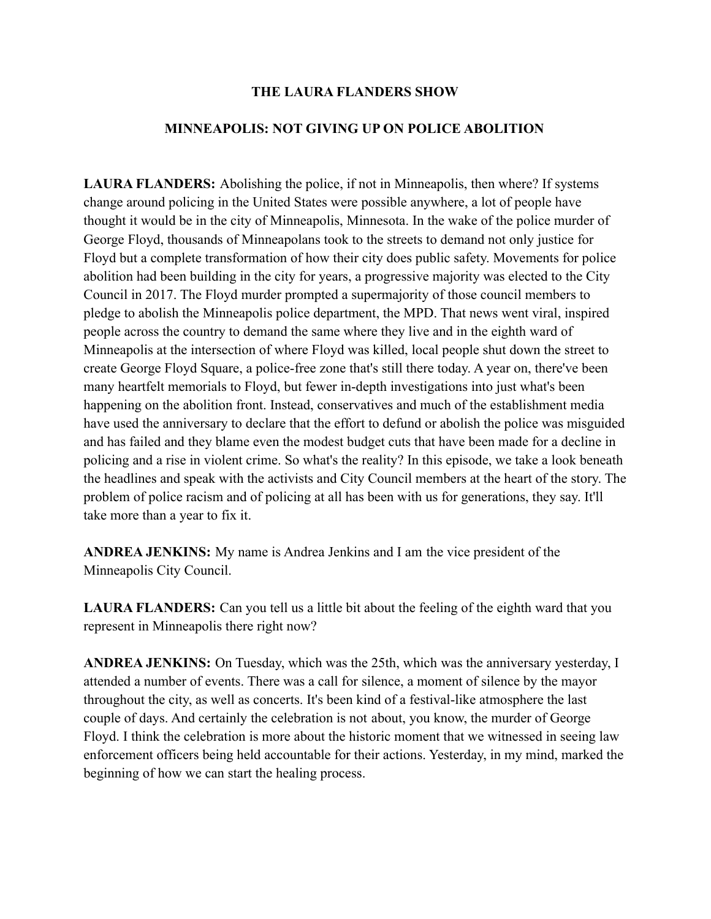# THE LAURA FLANDERS SHOW

## MINNEAPOLIS: NOT GIVING UP ON POLICE ABOLITION

**LAURA FLANDERS:** Abolishing the police, if not in Minneapolis, then where? If systems change around policing in the United States were possible anywhere, a lot of people have thought it would be in the city of Minneapolis, Minnesota. In the wake of the police murder of George Floyd, thousands of Minneapolans took to the streets to demand not only justice for Floyd but a complete transformation of how their city does public safety. Movements for police abolition had been building in the city for years, a progressive majority was elected to the City Council in 2017. The Floyd murder prompted a supermajority of those council members to pledge to abolish the Minneapolis police department, the MPD. That news went viral, inspired people across the country to demand the same where they live and in the eighth ward of Minneapolis at the intersection of where Floyd was killed, local people shut down the street to create George Floyd Square, a police-free zone that's still there today. A year on, there've been many heartfelt memorials to Floyd, but fewer in-depth investigations into just what's been happening on the abolition front. Instead, conservatives and much of the establishment media have used the anniversary to declare that the effort to defund or abolish the police was misguided and has failed and they blame even the modest budget cuts that have been made for a decline in policing and a rise in violent crime. So what's the reality? In this episode, we take a look beneath the headlines and speak with the activists and City Council members at the heart of the story. The problem of police racism and of policing at all has been with us for generations, they say. It'll take more than a year to fix it.

**ANDREA JENKINS:** My name is Andrea Jenkins and I am the vice president of the Minneapolis City Council.

**LAURA FLANDERS:** Can you tell us a little bit about the feeling of the eighth ward that you represent in Minneapolis there right now?

**ANDREA JENKINS:** On Tuesday, which was the 25th, which was the anniversary yesterday, I attended a number of events. There was a call for silence, a moment of silence by the mayor throughout the city, as well as concerts. It's been kind of a festival-like atmosphere the last couple of days. And certainly the celebration is not about, you know, the murder of George Floyd. I think the celebration is more about the historic moment that we witnessed in seeing law enforcement officers being held accountable for their actions. Yesterday, in my mind, marked the beginning of how we can start the healing process.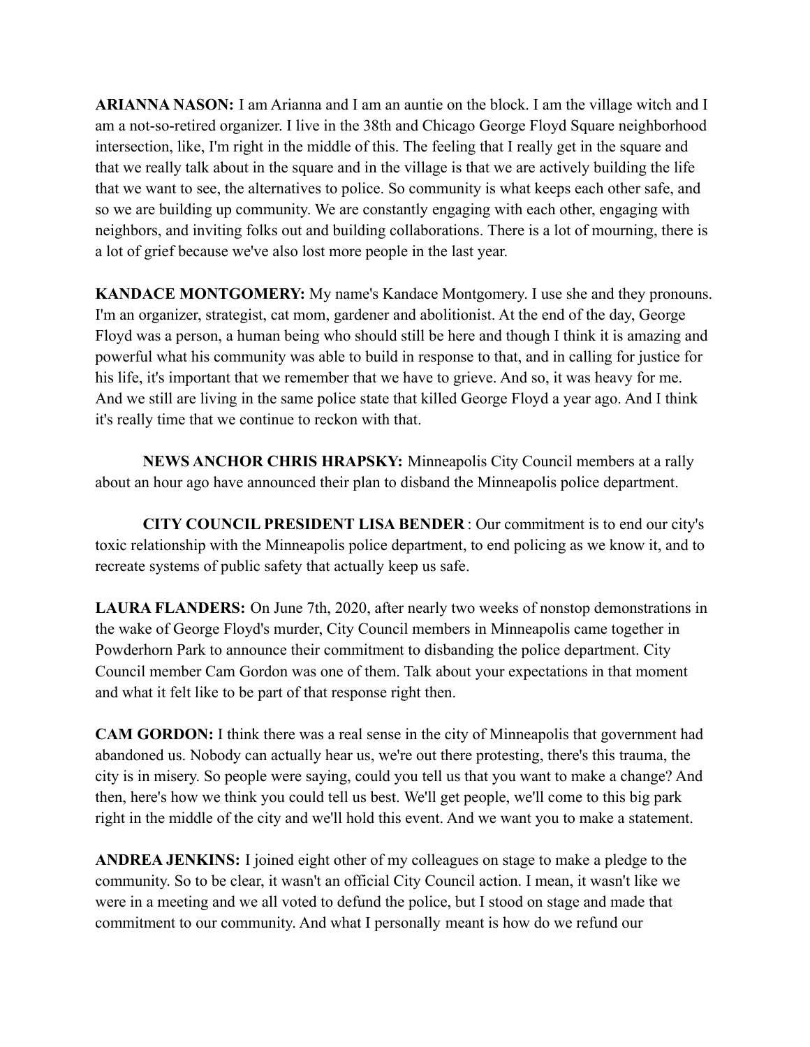**ARIANNA NASON:** I am Arianna and I am an auntie on the block. I am the village witch and I am a not-so-retired organizer. I live in the 38th and Chicago George Floyd Square neighborhood intersection, like, I'm right in the middle of this. The feeling that I really get in the square and that we really talk about in the square and in the village is that we are actively building the life that we want to see, the alternatives to police. So community is what keeps each other safe, and so we are building up community. We are constantly engaging with each other, engaging with neighbors, and inviting folks out and building collaborations. There is a lot of mourning, there is a lot of grief because we've also lost more people in the last year.

**KANDACE MONTGOMERY:** My name's Kandace Montgomery. I use she and they pronouns. I'm an organizer, strategist, cat mom, gardener and abolitionist. At the end of the day, George Floyd was a person, a human being who should still be here and though I think it is amazing and powerful what his community was able to build in response to that, and in calling for justice for his life, it's important that we remember that we have to grieve. And so, it was heavy for me. And we still are living in the same police state that killed George Floyd a year ago. And I think it's really time that we continue to reckon with that.

**NEWS ANCHOR CHRIS HRAPSKY:** Minneapolis City Council members at a rally about an hour ago have announced their plan to disband the Minneapolis police department.

**CITY COUNCIL PRESIDENT LISA BENDER**: Our commitment is to end our city's toxic relationship with the Minneapolis police department, to end policing as we know it, and to recreate systems of public safety that actually keep us safe.

**LAURA FLANDERS:** On June 7th, 2020, after nearly two weeks of nonstop demonstrations in the wake of George Floyd's murder, City Council members in Minneapolis came together in Powderhorn Park to announce their commitment to disbanding the police department. City Council member Cam Gordon was one of them. Talk about your expectations in that moment and what it felt like to be part of that response right then.

**CAM GORDON:** I think there was a real sense in the city of Minneapolis that government had abandoned us. Nobody can actually hear us, we're out there protesting, there's this trauma, the city is in misery. So people were saying, could you tell us that you want to make a change? And then, here's how we think you could tell us best. We'll get people, we'll come to this big park right in the middle of the city and we'll hold this event. And we want you to make a statement.

**ANDREA JENKINS:** I joined eight other of my colleagues on stage to make a pledge to the community. So to be clear, it wasn't an official City Council action. I mean, it wasn't like we were in a meeting and we all voted to defund the police, but I stood on stage and made that commitment to our community. And what I personally meant is how do we refund our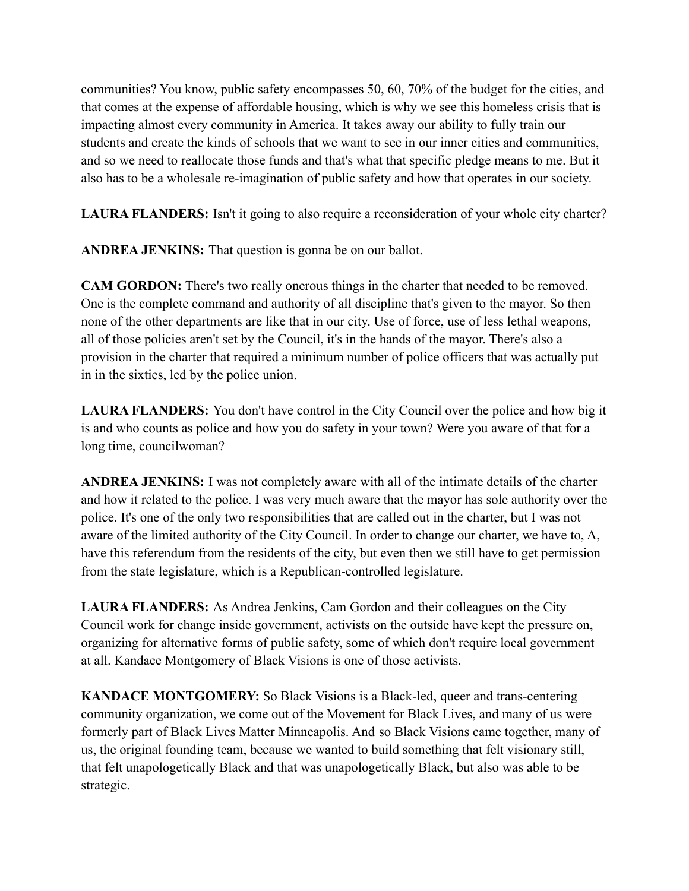communities? You know, public safety encompasses 50, 60, 70% of the budget for the cities, and that comes at the expense of affordable housing, which is why we see this homeless crisis that is impacting almost every community in America. It takes away our ability to fully train our students and create the kinds of schools that we want to see in our inner cities and communities, and so we need to reallocate those funds and that's what that specific pledge means to me. But it also has to be a wholesale re-imagination of public safety and how that operates in our society.

**LAURA FLANDERS:** Isn't it going to also require a reconsideration of your whole city charter?

**ANDREA JENKINS:** That question is gonna be on our ballot.

**CAM GORDON:** There's two really onerous things in the charter that needed to be removed. One is the complete command and authority of all discipline that's given to the mayor. So then none of the other departments are like that in our city. Use of force, use of less lethal weapons, all of those policies aren't set by the Council, it's in the hands of the mayor. There's also a provision in the charter that required a minimum number of police officers that was actually put in in the sixties, led by the police union.

**LAURA FLANDERS:** You don't have control in the City Council over the police and how big it is and who counts as police and how you do safety in your town? Were you aware of that for a long time, councilwoman?

**ANDREA JENKINS:** I was not completely aware with all of the intimate details of the charter and how it related to the police. I was very much aware that the mayor has sole authority over the police. It's one of the only two responsibilities that are called out in the charter, but I was not aware of the limited authority of the City Council. In order to change our charter, we have to, A, have this referendum from the residents of the city, but even then we still have to get permission from the state legislature, which is a Republican-controlled legislature.

**LAURA FLANDERS:** As Andrea Jenkins, Cam Gordon and their colleagues on the City Council work for change inside government, activists on the outside have kept the pressure on, organizing for alternative forms of public safety, some of which don't require local government at all. Kandace Montgomery of Black Visions is one of those activists.

**KANDACE MONTGOMERY:** So Black Visions is a Black-led, queer and trans-centering community organization, we come out of the Movement for Black Lives, and many of us were formerly part of Black Lives Matter Minneapolis. And so Black Visions came together, many of us, the original founding team, because we wanted to build something that felt visionary still, that felt unapologetically Black and that was unapologetically Black, but also was able to be strategic.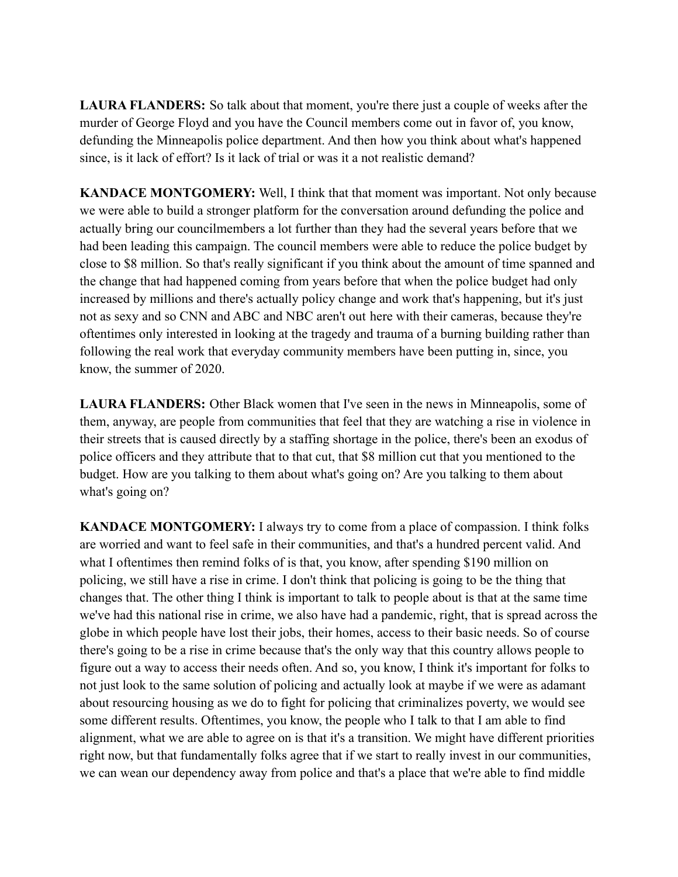**LAURA FLANDERS:** So talk about that moment, you're there just a couple of weeks after the murder of George Floyd and you have the Council members come out in favor of, you know, defunding the Minneapolis police department. And then how you think about what's happened since, is it lack of effort? Is it lack of trial or was it a not realistic demand?

**KANDACE MONTGOMERY:** Well, I think that that moment was important. Not only because we were able to build a stronger platform for the conversation around defunding the police and actually bring our councilmembers a lot further than they had the several years before that we had been leading this campaign. The council members were able to reduce the police budget by close to $8 million. So that's really significant if you think about the amount of time spanned and the change that had happened coming from years before that when the police budget had only increased by millions and there's actually policy change and work that's happening, but it's just not as sexy and so CNN and ABC and NBC aren't out here with their cameras, because they're oftentimes only interested in looking at the tragedy and trauma of a burning building rather than following the real work that everyday community members have been putting in, since, you know, the summer of 2020.

**LAURA FLANDERS:** Other Black women that I've seen in the news in Minneapolis, some of them, anyway, are people from communities that feel that they are watching a rise in violence in their streets that is caused directly by a staffing shortage in the police, there's been an exodus of police officers and they attribute that to that cut, that $8 million cut that you mentioned to the budget. How are you talking to them about what's going on? Are you talking to them about what's going on?

**KANDACE MONTGOMERY:** I always try to come from a place of compassion. I think folks are worried and want to feel safe in their communities, and that's a hundred percent valid. And what I oftentimes then remind folks of is that, you know, after spending $190 million on policing, we still have a rise in crime. I don't think that policing is going to be the thing that changes that. The other thing I think is important to talk to people about is that at the same time we've had this national rise in crime, we also have had a pandemic, right, that is spread across the globe in which people have lost their jobs, their homes, access to their basic needs. So of course there's going to be a rise in crime because that's the only way that this country allows people to figure out a way to access their needs often. And so, you know, I think it's important for folks to not just look to the same solution of policing and actually look at maybe if we were as adamant about resourcing housing as we do to fight for policing that criminalizes poverty, we would see some different results. Oftentimes, you know, the people who I talk to that I am able to find alignment, what we are able to agree on is that it's a transition. We might have different priorities right now, but that fundamentally folks agree that if we start to really invest in our communities, we can wean our dependency away from police and that's a place that we're able to find middle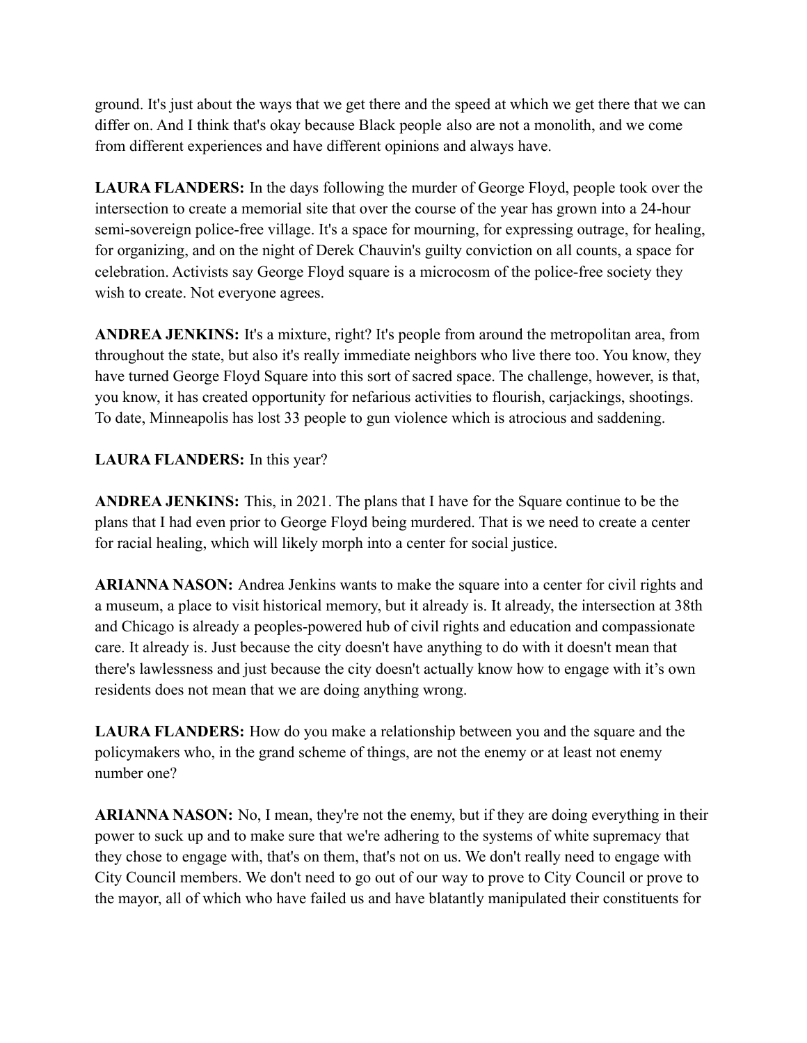ground. It's just about the ways that we get there and the speed at which we get there that we can differ on. And I think that's okay because Black people also are not a monolith, and we come from different experiences and have different opinions and always have.

**LAURA FLANDERS:** In the days following the murder of George Floyd, people took over the intersection to create a memorial site that over the course of the year has grown into a 24-hour semi-sovereign police-free village. It's a space for mourning, for expressing outrage, for healing, for organizing, and on the night of Derek Chauvin's guilty conviction on all counts, a space for celebration. Activists say George Floyd square is a microcosm of the police-free society they wish to create. Not everyone agrees.

**ANDREA JENKINS:** It's a mixture, right? It's people from around the metropolitan area, from throughout the state, but also it's really immediate neighbors who live there too. You know, they have turned George Floyd Square into this sort of sacred space. The challenge, however, is that, you know, it has created opportunity for nefarious activities to flourish, carjackings, shootings. To date, Minneapolis has lost 33 people to gun violence which is atrocious and saddening.

**LAURA FLANDERS:** In this year?

**ANDREA JENKINS:** This, in 2021. The plans that I have for the Square continue to be the plans that I had even prior to George Floyd being murdered. That is we need to create a center for racial healing, which will likely morph into a center for social justice.

**ARIANNA NASON:** Andrea Jenkins wants to make the square into a center for civil rights and a museum, a place to visit historical memory, but it already is. It already, the intersection at 38th and Chicago is already a peoples-powered hub of civil rights and education and compassionate care. It already is. Just because the city doesn't have anything to do with it doesn't mean that there's lawlessness and just because the city doesn't actually know how to engage with it's own residents does not mean that we are doing anything wrong.

**LAURA FLANDERS:** How do you make a relationship between you and the square and the policymakers who, in the grand scheme of things, are not the enemy or at least not enemy number one?

**ARIANNA NASON:** No, I mean, they're not the enemy, but if they are doing everything in their power to suck up and to make sure that we're adhering to the systems of white supremacy that they chose to engage with, that's on them, that's not on us. We don't really need to engage with City Council members. We don't need to go out of our way to prove to City Council or prove to the mayor, all of which who have failed us and have blatantly manipulated their constituents for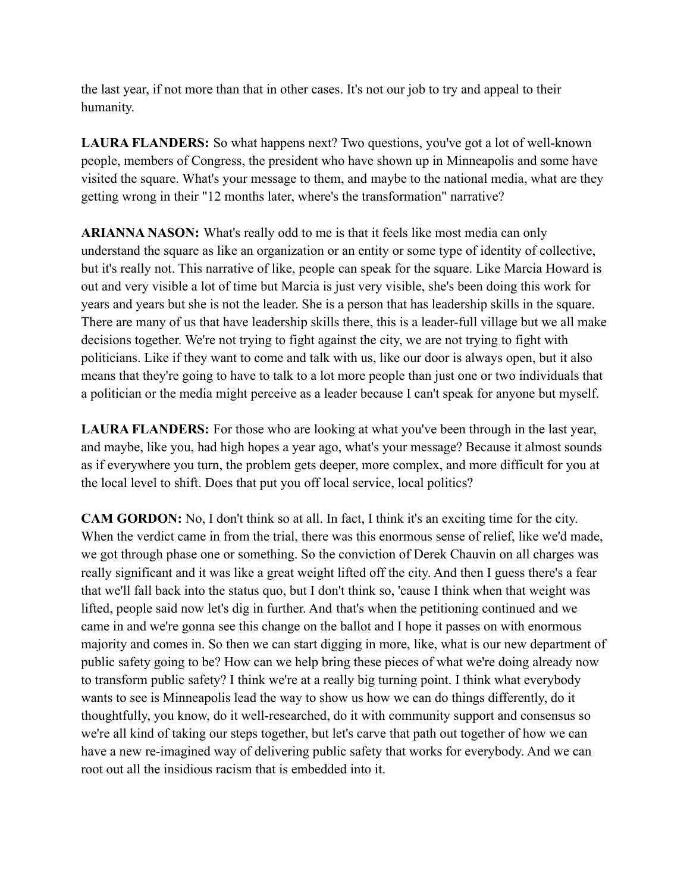the last year, if not more than that in other cases. It's not our job to try and appeal to their humanity.

**LAURA FLANDERS:** So what happens next? Two questions, you've got a lot of well-known people, members of Congress, the president who have shown up in Minneapolis and some have visited the square. What's your message to them, and maybe to the national media, what are they getting wrong in their "12 months later, where's the transformation" narrative?

**ARIANNA NASON:** What's really odd to me is that it feels like most media can only understand the square as like an organization or an entity or some type of identity of collective, but it's really not. This narrative of like, people can speak for the square. Like Marcia Howard is out and very visible a lot of time but Marcia is just very visible, she's been doing this work for years and years but she is not the leader. She is a person that has leadership skills in the square. There are many of us that have leadership skills there, this is a leader-full village but we all make decisions together. We're not trying to fight against the city, we are not trying to fight with politicians. Like if they want to come and talk with us, like our door is always open, but it also means that they're going to have to talk to a lot more people than just one or two individuals that a politician or the media might perceive as a leader because I can't speak for anyone but myself.

**LAURA FLANDERS:** For those who are looking at what you've been through in the last year, and maybe, like you, had high hopes a year ago, what's your message? Because it almost sounds as if everywhere you turn, the problem gets deeper, more complex, and more difficult for you at the local level to shift. Does that put you off local service, local politics?

**CAM GORDON:** No, I don't think so at all. In fact, I think it's an exciting time for the city. When the verdict came in from the trial, there was this enormous sense of relief, like we'd made, we got through phase one or something. So the conviction of Derek Chauvin on all charges was really significant and it was like a great weight lifted off the city. And then I guess there's a fear that we'll fall back into the status quo, but I don't think so, 'cause I think when that weight was lifted, people said now let's dig in further. And that's when the petitioning continued and we came in and we're gonna see this change on the ballot and I hope it passes on with enormous majority and comes in. So then we can start digging in more, like, what is our new department of public safety going to be? How can we help bring these pieces of what we're doing already now to transform public safety? I think we're at a really big turning point. I think what everybody wants to see is Minneapolis lead the way to show us how we can do things differently, do it thoughtfully, you know, do it well-researched, do it with community support and consensus so we're all kind of taking our steps together, but let's carve that path out together of how we can have a new re-imagined way of delivering public safety that works for everybody. And we can root out all the insidious racism that is embedded into it.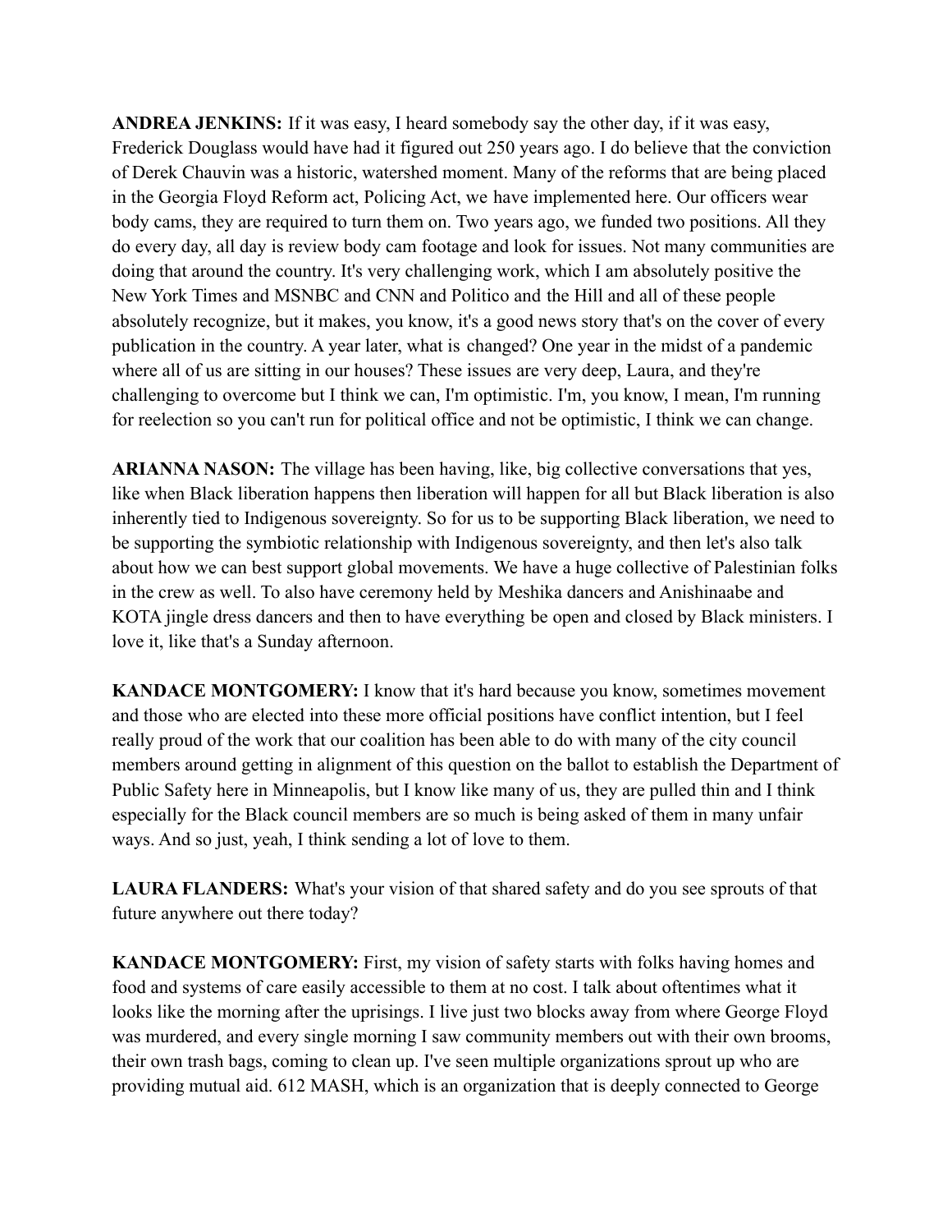**ANDREA JENKINS:** If it was easy, I heard somebody say the other day, if it was easy, Frederick Douglass would have had it figured out 250 years ago. I do believe that the conviction of Derek Chauvin was a historic, watershed moment. Many of the reforms that are being placed in the Georgia Floyd Reform act, Policing Act, we have implemented here. Our officers wear body cams, they are required to turn them on. Two years ago, we funded two positions. All they do every day, all day is review body cam footage and look for issues. Not many communities are doing that around the country. It's very challenging work, which I am absolutely positive the New York Times and MSNBC and CNN and Politico and the Hill and all of these people absolutely recognize, but it makes, you know, it's a good news story that's on the cover of every publication in the country. A year later, what is changed? One year in the midst of a pandemic where all of us are sitting in our houses? These issues are very deep, Laura, and they're challenging to overcome but I think we can, I'm optimistic. I'm, you know, I mean, I'm running for reelection so you can't run for political office and not be optimistic, I think we can change.

**ARIANNA NASON:** The village has been having, like, big collective conversations that yes, like when Black liberation happens then liberation will happen for all but Black liberation is also inherently tied to Indigenous sovereignty. So for us to be supporting Black liberation, we need to be supporting the symbiotic relationship with Indigenous sovereignty, and then let's also talk about how we can best support global movements. We have a huge collective of Palestinian folks in the crew as well. To also have ceremony held by Meshika dancers and Anishinaabe and KOTA jingle dress dancers and then to have everything be open and closed by Black ministers. I love it, like that's a Sunday afternoon.

**KANDACE MONTGOMERY:** I know that it's hard because you know, sometimes movement and those who are elected into these more official positions have conflict intention, but I feel really proud of the work that our coalition has been able to do with many of the city council members around getting in alignment of this question on the ballot to establish the Department of Public Safety here in Minneapolis, but I know like many of us, they are pulled thin and I think especially for the Black council members are so much is being asked of them in many unfair ways. And so just, yeah, I think sending a lot of love to them.

**LAURA FLANDERS:** What's your vision of that shared safety and do you see sprouts of that future anywhere out there today?

**KANDACE MONTGOMERY:** First, my vision of safety starts with folks having homes and food and systems of care easily accessible to them at no cost. I talk about oftentimes what it looks like the morning after the uprisings. I live just two blocks away from where George Floyd was murdered, and every single morning I saw community members out with their own brooms, their own trash bags, coming to clean up. I've seen multiple organizations sprout up who are providing mutual aid. 612 MASH, which is an organization that is deeply connected to George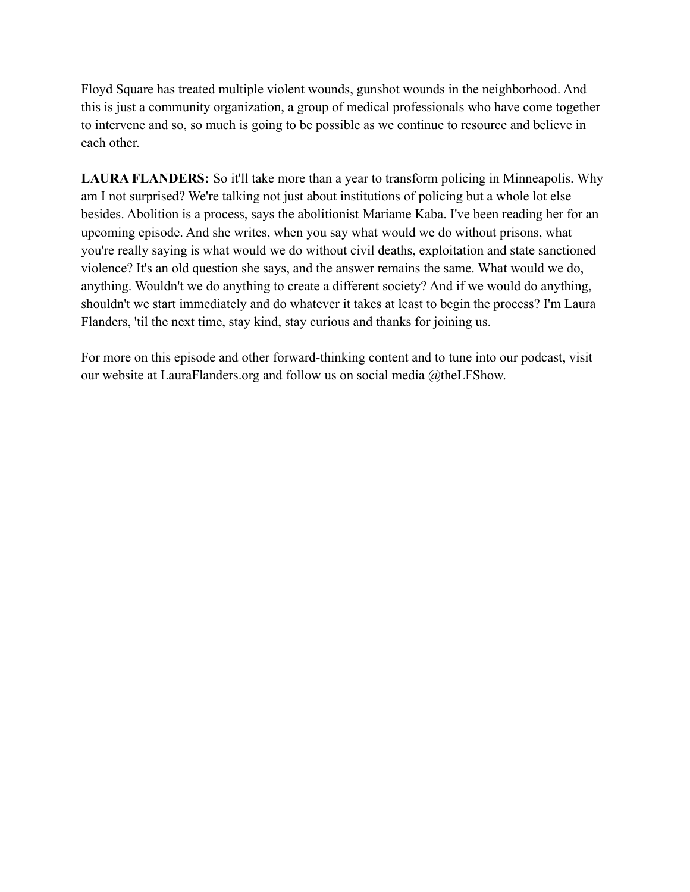Floyd Square has treated multiple violent wounds, gunshot wounds in the neighborhood. And this is just a community organization, a group of medical professionals who have come together to intervene and so, so much is going to be possible as we continue to resource and believe in each other.

**LAURA FLANDERS:** So it'll take more than a year to transform policing in Minneapolis. Why am I not surprised? We're talking not just about institutions of policing but a whole lot else besides. Abolition is a process, says the abolitionist Mariame Kaba. I've been reading her for an upcoming episode. And she writes, when you say what would we do without prisons, what you're really saying is what would we do without civil deaths, exploitation and state sanctioned violence? It's an old question she says, and the answer remains the same. What would we do, anything. Wouldn't we do anything to create a different society? And if we would do anything, shouldn't we start immediately and do whatever it takes at least to begin the process? I'm Laura Flanders, 'til the next time, stay kind, stay curious and thanks for joining us.

For more on this episode and other forward-thinking content and to tune into our podcast, visit our website at LauraFlanders.org and follow us on social media @theLFShow.